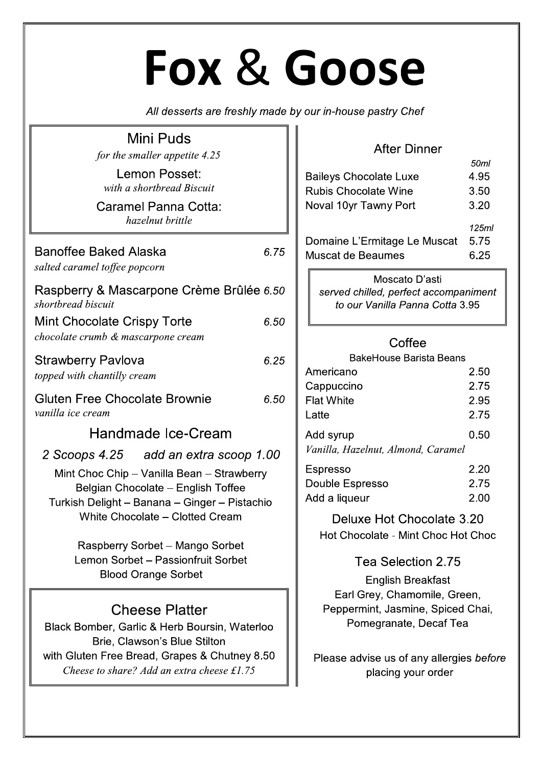# Fox & Goose

*All desserts are freshly made by our in-house pastry Chef*

## Mini Puds

*for the smaller appetite 4.25*

Lemon Posset:
*with a shortbread Biscuit*

Caramel Panna Cotta:
*hazelnut brittle*

| | |
|---|---|
| Banoffee Baked Alaska<br>*salted caramel toffee popcorn* | *6.75* |
| Raspberry & Mascarpone Crème Brûlée<br>*shortbread biscuit* | *6.50* |
| Mint Chocolate Crispy Torte<br>*chocolate crumb & mascarpone cream* | *6.50* |
| Strawberry Pavlova<br>*topped with chantilly cream* | *6.25* |
| Gluten Free Chocolate Brownie<br>*vanilla ice cream* | *6.50* |

## Handmade Ice-Cream

*2 Scoops 4.25 add an extra scoop 1.00*

Mint Choc Chip – Vanilla Bean – Strawberry
Belgian Chocolate – English Toffee
Turkish Delight – Banana – Ginger – Pistachio
White Chocolate – Clotted Cream

Raspberry Sorbet – Mango Sorbet
Lemon Sorbet – Passionfruit Sorbet
Blood Orange Sorbet

## Cheese Platter

Black Bomber, Garlic & Herb Boursin, Waterloo Brie, Clawson's Blue Stilton
with Gluten Free Bread, Grapes & Chutney 8.50
*Cheese to share? Add an extra cheese £1.75*

## After Dinner

| | *50ml* |
|---|---|
| Baileys Chocolate Luxe | 4.95 |
| Rubis Chocolate Wine | 3.50 |
| Noval 10yr Tawny Port | 3.20 |
| | *125ml* |
| Domaine L'Ermitage Le Muscat | 5.75 |
| Muscat de Beaumes | 6.25 |

Moscato D'asti
*served chilled, perfect accompaniment to our Vanilla Panna Cotta* 3.95

## Coffee

BakeHouse Barista Beans

| | |
|---|---|
| Americano | 2.50 |
| Cappuccino | 2.75 |
| Flat White | 2.95 |
| Latte | 2.75 |
| Add syrup<br>*Vanilla, Hazelnut, Almond, Caramel* | 0.50 |
| Espresso | 2.20 |
| Double Espresso | 2.75 |
| Add a liqueur | 2.00 |

## Deluxe Hot Chocolate 3.20

Hot Chocolate - Mint Choc Hot Choc

## Tea Selection 2.75

English Breakfast
Earl Grey, Chamomile, Green, Peppermint, Jasmine, Spiced Chai, Pomegranate, Decaf Tea

Please advise us of any allergies *before* placing your order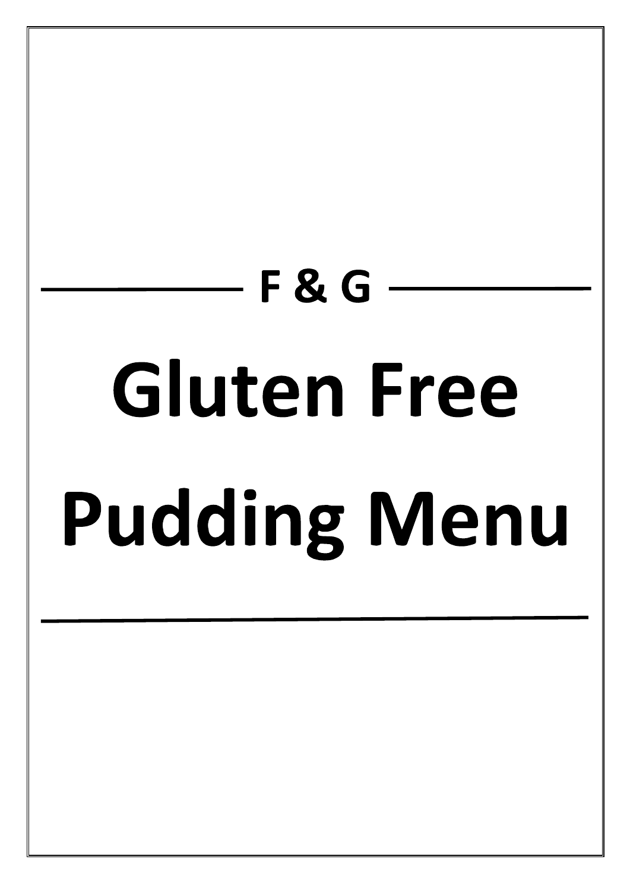F & G

# Gluten Free Pudding Menu